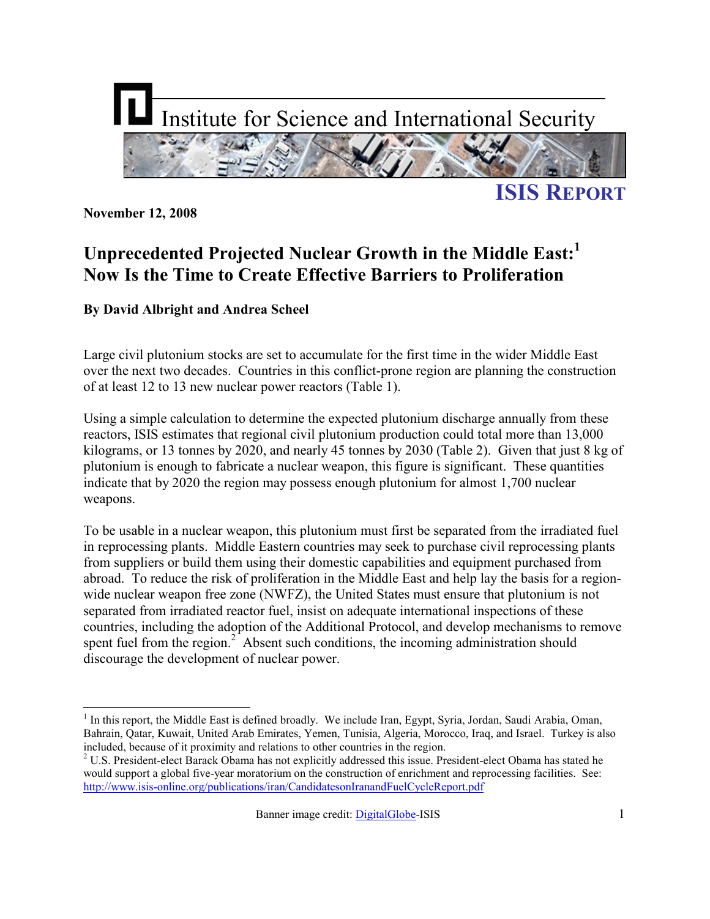# Institute for Science and International Security

**ISIS REPORT**

**November 12, 2008**

## Unprecedented Projected Nuclear Growth in the Middle East:[1] Now Is the Time to Create Effective Barriers to Proliferation

**By David Albright and Andrea Scheel**

Large civil plutonium stocks are set to accumulate for the first time in the wider Middle East over the next two decades. Countries in this conflict-prone region are planning the construction of at least 12 to 13 new nuclear power reactors (Table 1).

Using a simple calculation to determine the expected plutonium discharge annually from these reactors, ISIS estimates that regional civil plutonium production could total more than 13,000 kilograms, or 13 tonnes by 2020, and nearly 45 tonnes by 2030 (Table 2). Given that just 8 kg of plutonium is enough to fabricate a nuclear weapon, this figure is significant. These quantities indicate that by 2020 the region may possess enough plutonium for almost 1,700 nuclear weapons.

To be usable in a nuclear weapon, this plutonium must first be separated from the irradiated fuel in reprocessing plants. Middle Eastern countries may seek to purchase civil reprocessing plants from suppliers or build them using their domestic capabilities and equipment purchased from abroad. To reduce the risk of proliferation in the Middle East and help lay the basis for a region-wide nuclear weapon free zone (NWFZ), the United States must ensure that plutonium is not separated from irradiated reactor fuel, insist on adequate international inspections of these countries, including the adoption of the Additional Protocol, and develop mechanisms to remove spent fuel from the region.[2] Absent such conditions, the incoming administration should discourage the development of nuclear power.

---

[1] In this report, the Middle East is defined broadly. We include Iran, Egypt, Syria, Jordan, Saudi Arabia, Oman, Bahrain, Qatar, Kuwait, United Arab Emirates, Yemen, Tunisia, Algeria, Morocco, Iraq, and Israel. Turkey is also included, because of it proximity and relations to other countries in the region.

[2] U.S. President-elect Barack Obama has not explicitly addressed this issue. President-elect Obama has stated he would support a global five-year moratorium on the construction of enrichment and reprocessing facilities. See: http://www.isis-online.org/publications/iran/CandidatesonIranandFuelCycleReport.pdf

Banner image credit: DigitalGlobe-ISIS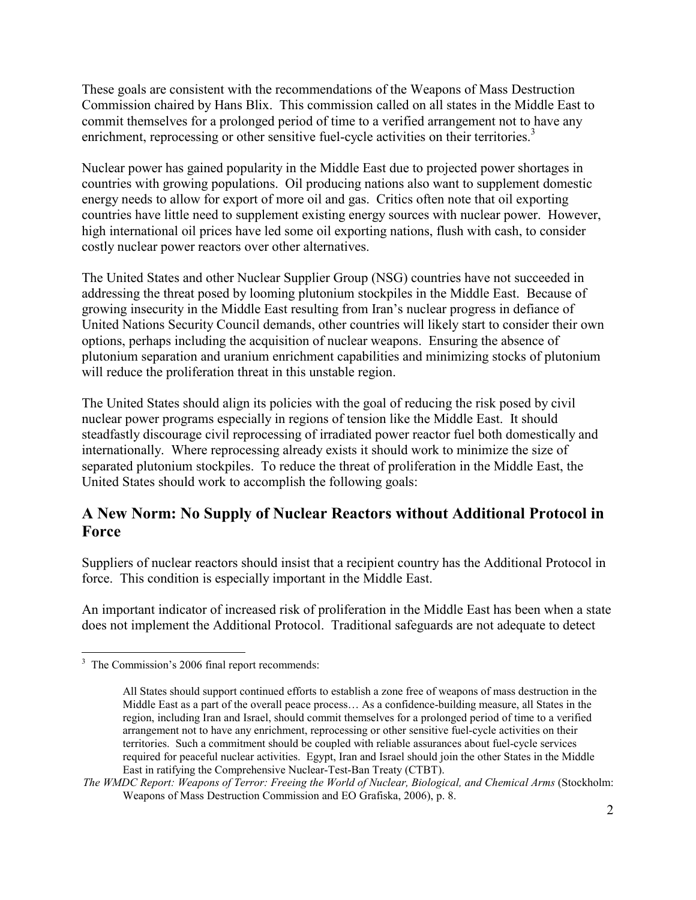These goals are consistent with the recommendations of the Weapons of Mass Destruction Commission chaired by Hans Blix. This commission called on all states in the Middle East to commit themselves for a prolonged period of time to a verified arrangement not to have any enrichment, reprocessing or other sensitive fuel-cycle activities on their territories.[3]

Nuclear power has gained popularity in the Middle East due to projected power shortages in countries with growing populations. Oil producing nations also want to supplement domestic energy needs to allow for export of more oil and gas. Critics often note that oil exporting countries have little need to supplement existing energy sources with nuclear power. However, high international oil prices have led some oil exporting nations, flush with cash, to consider costly nuclear power reactors over other alternatives.

The United States and other Nuclear Supplier Group (NSG) countries have not succeeded in addressing the threat posed by looming plutonium stockpiles in the Middle East. Because of growing insecurity in the Middle East resulting from Iran's nuclear progress in defiance of United Nations Security Council demands, other countries will likely start to consider their own options, perhaps including the acquisition of nuclear weapons. Ensuring the absence of plutonium separation and uranium enrichment capabilities and minimizing stocks of plutonium will reduce the proliferation threat in this unstable region.

The United States should align its policies with the goal of reducing the risk posed by civil nuclear power programs especially in regions of tension like the Middle East. It should steadfastly discourage civil reprocessing of irradiated power reactor fuel both domestically and internationally. Where reprocessing already exists it should work to minimize the size of separated plutonium stockpiles. To reduce the threat of proliferation in the Middle East, the United States should work to accomplish the following goals:

## A New Norm: No Supply of Nuclear Reactors without Additional Protocol in Force

Suppliers of nuclear reactors should insist that a recipient country has the Additional Protocol in force. This condition is especially important in the Middle East.

An important indicator of increased risk of proliferation in the Middle East has been when a state does not implement the Additional Protocol. Traditional safeguards are not adequate to detect

---

[3] The Commission's 2006 final report recommends:

> All States should support continued efforts to establish a zone free of weapons of mass destruction in the Middle East as a part of the overall peace process… As a confidence-building measure, all States in the region, including Iran and Israel, should commit themselves for a prolonged period of time to a verified arrangement not to have any enrichment, reprocessing or other sensitive fuel-cycle activities on their territories. Such a commitment should be coupled with reliable assurances about fuel-cycle services required for peaceful nuclear activities. Egypt, Iran and Israel should join the other States in the Middle East in ratifying the Comprehensive Nuclear-Test-Ban Treaty (CTBT).

*The WMDC Report: Weapons of Terror: Freeing the World of Nuclear, Biological, and Chemical Arms* (Stockholm: Weapons of Mass Destruction Commission and EO Grafiska, 2006), p. 8.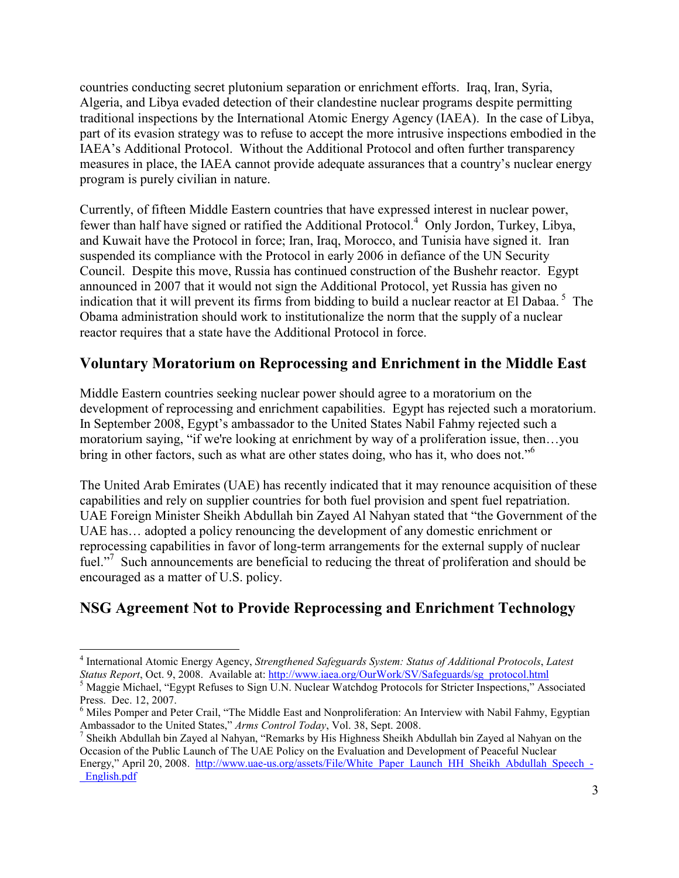countries conducting secret plutonium separation or enrichment efforts. Iraq, Iran, Syria, Algeria, and Libya evaded detection of their clandestine nuclear programs despite permitting traditional inspections by the International Atomic Energy Agency (IAEA). In the case of Libya, part of its evasion strategy was to refuse to accept the more intrusive inspections embodied in the IAEA's Additional Protocol. Without the Additional Protocol and often further transparency measures in place, the IAEA cannot provide adequate assurances that a country's nuclear energy program is purely civilian in nature.

Currently, of fifteen Middle Eastern countries that have expressed interest in nuclear power, fewer than half have signed or ratified the Additional Protocol.[4] Only Jordon, Turkey, Libya, and Kuwait have the Protocol in force; Iran, Iraq, Morocco, and Tunisia have signed it. Iran suspended its compliance with the Protocol in early 2006 in defiance of the UN Security Council. Despite this move, Russia has continued construction of the Bushehr reactor. Egypt announced in 2007 that it would not sign the Additional Protocol, yet Russia has given no indication that it will prevent its firms from bidding to build a nuclear reactor at El Dabaa.[5] The Obama administration should work to institutionalize the norm that the supply of a nuclear reactor requires that a state have the Additional Protocol in force.

## Voluntary Moratorium on Reprocessing and Enrichment in the Middle East

Middle Eastern countries seeking nuclear power should agree to a moratorium on the development of reprocessing and enrichment capabilities. Egypt has rejected such a moratorium. In September 2008, Egypt's ambassador to the United States Nabil Fahmy rejected such a moratorium saying, "if we're looking at enrichment by way of a proliferation issue, then…you bring in other factors, such as what are other states doing, who has it, who does not."[6]

The United Arab Emirates (UAE) has recently indicated that it may renounce acquisition of these capabilities and rely on supplier countries for both fuel provision and spent fuel repatriation. UAE Foreign Minister Sheikh Abdullah bin Zayed Al Nahyan stated that "the Government of the UAE has… adopted a policy renouncing the development of any domestic enrichment or reprocessing capabilities in favor of long-term arrangements for the external supply of nuclear fuel."[7] Such announcements are beneficial to reducing the threat of proliferation and should be encouraged as a matter of U.S. policy.

## NSG Agreement Not to Provide Reprocessing and Enrichment Technology

---

[4] International Atomic Energy Agency, *Strengthened Safeguards System: Status of Additional Protocols*, *Latest Status Report*, Oct. 9, 2008. Available at: http://www.iaea.org/OurWork/SV/Safeguards/sg_protocol.html

[5] Maggie Michael, "Egypt Refuses to Sign U.N. Nuclear Watchdog Protocols for Stricter Inspections," Associated Press. Dec. 12, 2007.

[6] Miles Pomper and Peter Crail, "The Middle East and Nonproliferation: An Interview with Nabil Fahmy, Egyptian Ambassador to the United States," *Arms Control Today*, Vol. 38, Sept. 2008.

[7] Sheikh Abdullah bin Zayed al Nahyan, "Remarks by His Highness Sheikh Abdullah bin Zayed al Nahyan on the Occasion of the Public Launch of The UAE Policy on the Evaluation and Development of Peaceful Nuclear Energy," April 20, 2008. http://www.uae-us.org/assets/File/White_Paper_Launch_HH_Sheikh_Abdullah_Speech_-_English.pdf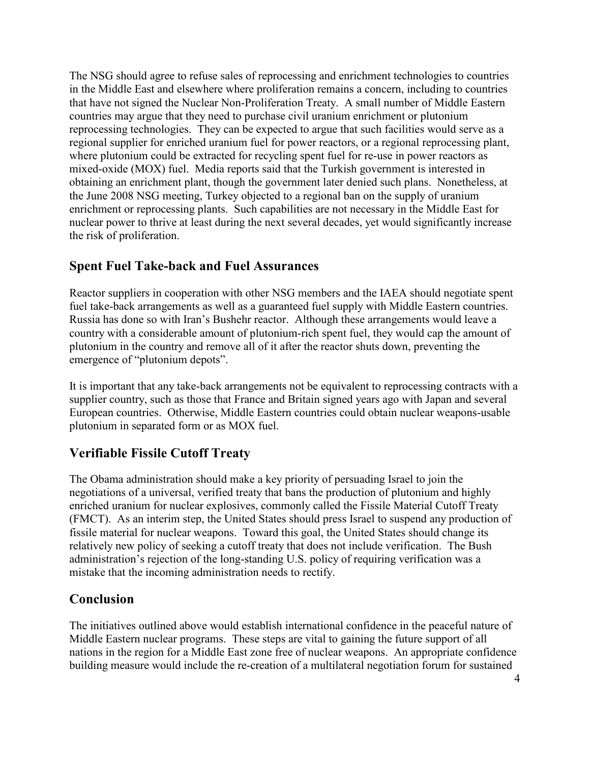The NSG should agree to refuse sales of reprocessing and enrichment technologies to countries in the Middle East and elsewhere where proliferation remains a concern, including to countries that have not signed the Nuclear Non-Proliferation Treaty. A small number of Middle Eastern countries may argue that they need to purchase civil uranium enrichment or plutonium reprocessing technologies. They can be expected to argue that such facilities would serve as a regional supplier for enriched uranium fuel for power reactors, or a regional reprocessing plant, where plutonium could be extracted for recycling spent fuel for re-use in power reactors as mixed-oxide (MOX) fuel. Media reports said that the Turkish government is interested in obtaining an enrichment plant, though the government later denied such plans. Nonetheless, at the June 2008 NSG meeting, Turkey objected to a regional ban on the supply of uranium enrichment or reprocessing plants. Such capabilities are not necessary in the Middle East for nuclear power to thrive at least during the next several decades, yet would significantly increase the risk of proliferation.

## Spent Fuel Take-back and Fuel Assurances

Reactor suppliers in cooperation with other NSG members and the IAEA should negotiate spent fuel take-back arrangements as well as a guaranteed fuel supply with Middle Eastern countries. Russia has done so with Iran's Bushehr reactor. Although these arrangements would leave a country with a considerable amount of plutonium-rich spent fuel, they would cap the amount of plutonium in the country and remove all of it after the reactor shuts down, preventing the emergence of "plutonium depots".

It is important that any take-back arrangements not be equivalent to reprocessing contracts with a supplier country, such as those that France and Britain signed years ago with Japan and several European countries. Otherwise, Middle Eastern countries could obtain nuclear weapons-usable plutonium in separated form or as MOX fuel.

## Verifiable Fissile Cutoff Treaty

The Obama administration should make a key priority of persuading Israel to join the negotiations of a universal, verified treaty that bans the production of plutonium and highly enriched uranium for nuclear explosives, commonly called the Fissile Material Cutoff Treaty (FMCT). As an interim step, the United States should press Israel to suspend any production of fissile material for nuclear weapons. Toward this goal, the United States should change its relatively new policy of seeking a cutoff treaty that does not include verification. The Bush administration's rejection of the long-standing U.S. policy of requiring verification was a mistake that the incoming administration needs to rectify.

## Conclusion

The initiatives outlined above would establish international confidence in the peaceful nature of Middle Eastern nuclear programs. These steps are vital to gaining the future support of all nations in the region for a Middle East zone free of nuclear weapons. An appropriate confidence building measure would include the re-creation of a multilateral negotiation forum for sustained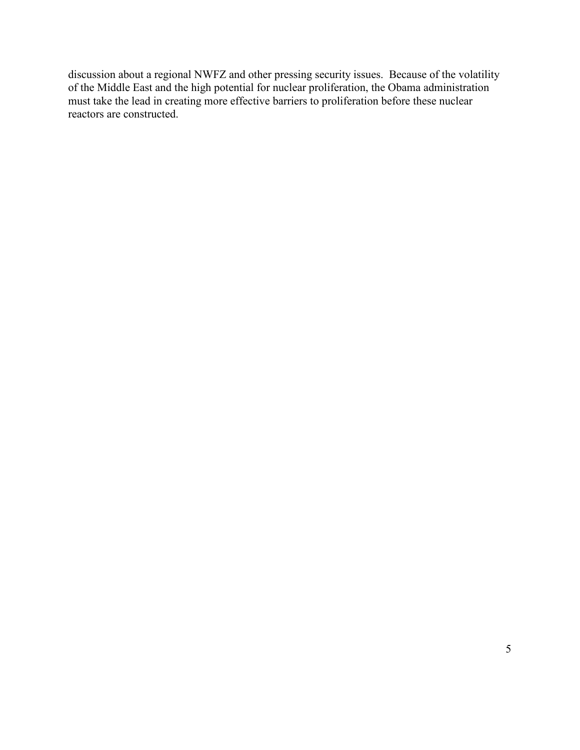discussion about a regional NWFZ and other pressing security issues. Because of the volatility of the Middle East and the high potential for nuclear proliferation, the Obama administration must take the lead in creating more effective barriers to proliferation before these nuclear reactors are constructed.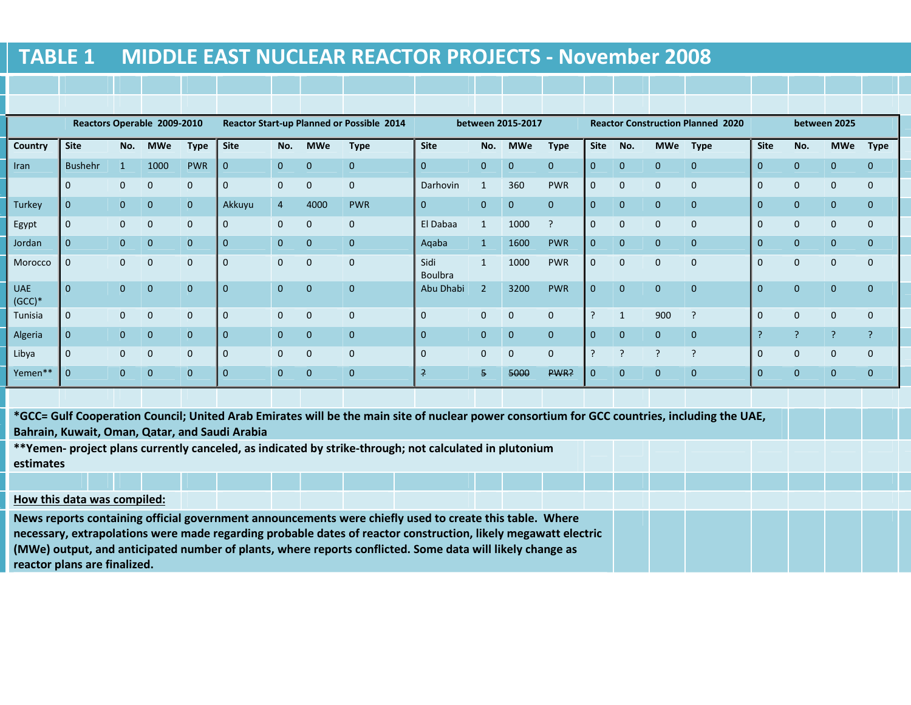## TABLE 1 MIDDLE EAST NUCLEAR REACTOR PROJECTS - November 2008

| | Reactors Operable 2009-2010 | | | | Reactor Start-up Planned or Possible 2014 | | | | between 2015-2017 | | | | Reactor Construction Planned 2020 | | | | between 2025 | | | |
|---|---|---|---|---|---|---|---|---|---|---|---|---|---|---|---|---|---|---|---|---|
| Country | Site | No. | MWe | Type | Site | No. | MWe | Type | Site | No. | MWe | Type | Site | No. | MWe | Type | Site | No. | MWe | Type |
| Iran | Bushehr | 1 | 1000 | PWR | 0 | 0 | 0 | 0 | 0 | 0 | 0 | 0 | 0 | 0 | 0 | 0 | 0 | 0 | 0 | 0 |
| | 0 | 0 | 0 | 0 | 0 | 0 | 0 | 0 | Darhovin | 1 | 360 | PWR | 0 | 0 | 0 | 0 | 0 | 0 | 0 | 0 |
| Turkey | 0 | 0 | 0 | 0 | Akkuyu | 4 | 4000 | PWR | 0 | 0 | 0 | 0 | 0 | 0 | 0 | 0 | 0 | 0 | 0 | 0 |
| Egypt | 0 | 0 | 0 | 0 | 0 | 0 | 0 | 0 | El Dabaa | 1 | 1000 | ? | 0 | 0 | 0 | 0 | 0 | 0 | 0 | 0 |
| Jordan | 0 | 0 | 0 | 0 | 0 | 0 | 0 | 0 | Aqaba | 1 | 1600 | PWR | 0 | 0 | 0 | 0 | 0 | 0 | 0 | 0 |
| Morocco | 0 | 0 | 0 | 0 | 0 | 0 | 0 | 0 | Sidi Boulbra | 1 | 1000 | PWR | 0 | 0 | 0 | 0 | 0 | 0 | 0 | 0 |
| UAE (GCC)* | 0 | 0 | 0 | 0 | 0 | 0 | 0 | 0 | Abu Dhabi | 2 | 3200 | PWR | 0 | 0 | 0 | 0 | 0 | 0 | 0 | 0 |
| Tunisia | 0 | 0 | 0 | 0 | 0 | 0 | 0 | 0 | 0 | 0 | 0 | 0 | ? | 1 | 900 | ? | 0 | 0 | 0 | 0 |
| Algeria | 0 | 0 | 0 | 0 | 0 | 0 | 0 | 0 | 0 | 0 | 0 | 0 | 0 | 0 | 0 | 0 | ? | ? | ? | ? |
| Libya | 0 | 0 | 0 | 0 | 0 | 0 | 0 | 0 | 0 | 0 | 0 | 0 | ? | ? | ? | ? | 0 | 0 | 0 | 0 |
| Yemen** | 0 | 0 | 0 | 0 | 0 | 0 | 0 | 0 | ~~?~~ | ~~5~~ | ~~5000~~ | ~~PWR?~~ | 0 | 0 | 0 | 0 | 0 | 0 | 0 | 0 |

**\*GCC= Gulf Cooperation Council; United Arab Emirates will be the main site of nuclear power consortium for GCC countries, including the UAE, Bahrain, Kuwait, Oman, Qatar, and Saudi Arabia**

**\*\*Yemen- project plans currently canceled, as indicated by strike-through; not calculated in plutonium estimates**

**How this data was compiled:**

**News reports containing official government announcements were chiefly used to create this table. Where necessary, extrapolations were made regarding probable dates of reactor construction, likely megawatt electric (MWe) output, and anticipated number of plants, where reports conflicted. Some data will likely change as reactor plans are finalized.**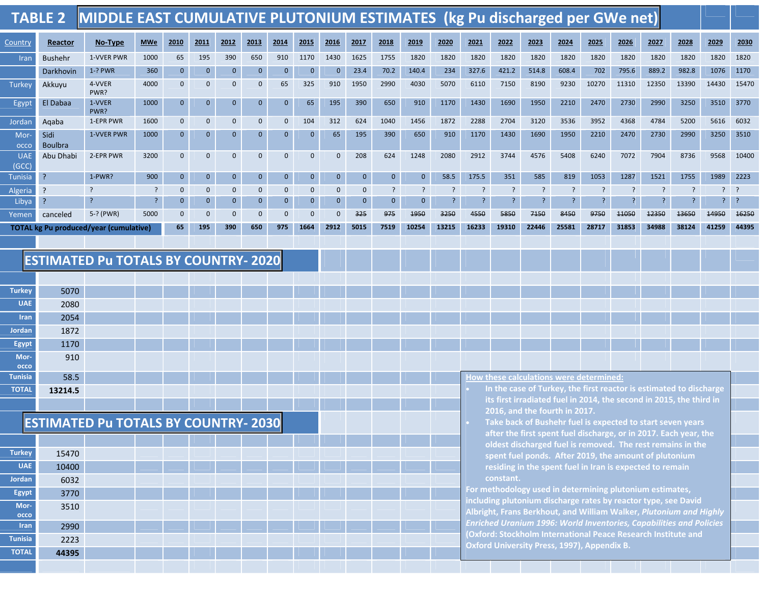## TABLE 2 MIDDLE EAST CUMULATIVE PLUTONIUM ESTIMATES (kg Pu discharged per GWe net)

| Country | Reactor | No-Type | MWe | 2010 | 2011 | 2012 | 2013 | 2014 | 2015 | 2016 | 2017 | 2018 | 2019 | 2020 | 2021 | 2022 | 2023 | 2024 | 2025 | 2026 | 2027 | 2028 | 2029 | 2030 |
|---|---|---|---|---|---|---|---|---|---|---|---|---|---|---|---|---|---|---|---|---|---|---|---|---|
| Iran | Bushehr | 1-VVER PWR | 1000 | 65 | 195 | 390 | 650 | 910 | 1170 | 1430 | 1625 | 1755 | 1820 | 1820 | 1820 | 1820 | 1820 | 1820 | 1820 | 1820 | 1820 | 1820 | 1820 | 1820 |
| | Darkhovin | 1-? PWR | 360 | 0 | 0 | 0 | 0 | 0 | 0 | 0 | 23.4 | 70.2 | 140.4 | 234 | 327.6 | 421.2 | 514.8 | 608.4 | 702 | 795.6 | 889.2 | 982.8 | 1076 | 1170 |
| Turkey | Akkuyu | 4-VVER PWR? | 4000 | 0 | 0 | 0 | 0 | 65 | 325 | 910 | 1950 | 2990 | 4030 | 5070 | 6110 | 7150 | 8190 | 9230 | 10270 | 11310 | 12350 | 13390 | 14430 | 15470 |
| Egypt | El Dabaa | 1-VVER PWR? | 1000 | 0 | 0 | 0 | 0 | 0 | 65 | 195 | 390 | 650 | 910 | 1170 | 1430 | 1690 | 1950 | 2210 | 2470 | 2730 | 2990 | 3250 | 3510 | 3770 |
| Jordan | Aqaba | 1-EPR PWR | 1600 | 0 | 0 | 0 | 0 | 0 | 104 | 312 | 624 | 1040 | 1456 | 1872 | 2288 | 2704 | 3120 | 3536 | 3952 | 4368 | 4784 | 5200 | 5616 | 6032 |
| Morocco | Sidi Boulbra | 1-VVER PWR | 1000 | 0 | 0 | 0 | 0 | 0 | 0 | 65 | 195 | 390 | 650 | 910 | 1170 | 1430 | 1690 | 1950 | 2210 | 2470 | 2730 | 2990 | 3250 | 3510 |
| UAE (GCC) | Abu Dhabi | 2-EPR PWR | 3200 | 0 | 0 | 0 | 0 | 0 | 0 | 0 | 208 | 624 | 1248 | 2080 | 2912 | 3744 | 4576 | 5408 | 6240 | 7072 | 7904 | 8736 | 9568 | 10400 |
| Tunisia | ? | 1-PWR? | 900 | 0 | 0 | 0 | 0 | 0 | 0 | 0 | 0 | 0 | 0 | 58.5 | 175.5 | 351 | 585 | 819 | 1053 | 1287 | 1521 | 1755 | 1989 | 2223 |
| Algeria | ? | ? | ? | 0 | 0 | 0 | 0 | 0 | 0 | 0 | 0 | ? | ? | ? | ? | ? | ? | ? | ? | ? | ? | ? | ? | ? |
| Libya | ? | ? | ? | 0 | 0 | 0 | 0 | 0 | 0 | 0 | 0 | 0 | 0 | ? | ? | ? | ? | ? | ? | ? | ? | ? | ? | ? |
| Yemen | canceled | 5-? (PWR) | 5000 | 0 | 0 | 0 | 0 | 0 | 0 | 0 | ~~325~~ | ~~975~~ | ~~1950~~ | ~~3250~~ | ~~4550~~ | ~~5850~~ | ~~7150~~ | ~~8450~~ | ~~9750~~ | ~~11050~~ | ~~12350~~ | ~~13650~~ | ~~14950~~ | ~~16250~~ |
| **TOTAL kg Pu produced/year (cumulative)** | | | | **65** | **195** | **390** | **650** | **975** | **1664** | **2912** | **5015** | **7519** | **10254** | **13215** | **16233** | **19310** | **22446** | **25581** | **28717** | **31853** | **34988** | **38124** | **41259** | **44395** |

## ESTIMATED Pu TOTALS BY COUNTRY- 2020

| | |
|---|---|
| Turkey | 5070 |
| UAE | 2080 |
| Iran | 2054 |
| Jordan | 1872 |
| Egypt | 1170 |
| Morocco | 910 |
| Tunisia | 58.5 |
| **TOTAL** | **13214.5** |

## ESTIMATED Pu TOTALS BY COUNTRY- 2030

| | |
|---|---|
| Turkey | 15470 |
| UAE | 10400 |
| Jordan | 6032 |
| Egypt | 3770 |
| Morocco | 3510 |
| Iran | 2990 |
| Tunisia | 2223 |
| **TOTAL** | **44395** |

**How these calculations were determined:**

- In the case of Turkey, the first reactor is estimated to discharge its first irradiated fuel in 2014, the second in 2015, the third in 2016, and the fourth in 2017.
- Take back of Bushehr fuel is expected to start seven years after the first spent fuel discharge, or in 2017. Each year, the oldest discharged fuel is removed. The rest remains in the spent fuel ponds. After 2019, the amount of plutonium residing in the spent fuel in Iran is expected to remain constant.

For methodology used in determining plutonium estimates, including plutonium discharge rates by reactor type, see David Albright, Frans Berkhout, and William Walker, *Plutonium and Highly Enriched Uranium 1996: World Inventories, Capabilities and Policies* (Oxford: Stockholm International Peace Research Institute and Oxford University Press, 1997), Appendix B.